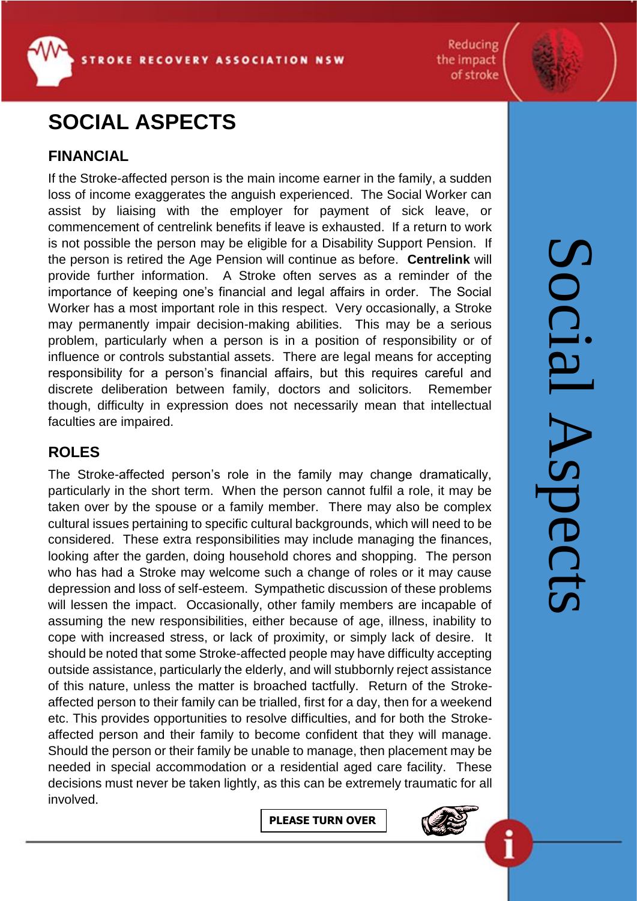# SOCIAL ASPECTS

## FINANCIAL

If the Stroke-affected person is the main income earner in the family, a sudden loss of income exaggerates the anguish experienced. The Social Worker can assist by liaising with the employer for payment of sick leave, or commencement of centrelink benefits if leave is exhausted. If a return to work is not possible the person may be eligible for a Disability Support Pension. If the person is retired the Age Pension will continue as before. **Centrelink** will provide further information. A Stroke often serves as a reminder of the importance of keeping one's financial and legal affairs in order. The Social Worker has a most important role in this respect. Very occasionally, a Stroke may permanently impair decision-making abilities. This may be a serious problem, particularly when a person is in a position of responsibility or of influence or controls substantial assets. There are legal means for accepting responsibility for a person's financial affairs, but this requires careful and discrete deliberation between family, doctors and solicitors. Remember though, difficulty in expression does not necessarily mean that intellectual faculties are impaired.

## ROLES

The Stroke-affected person's role in the family may change dramatically, particularly in the short term. When the person cannot fulfil a role, it may be taken over by the spouse or a family member. There may also be complex cultural issues pertaining to specific cultural backgrounds, which will need to be considered. These extra responsibilities may include managing the finances, looking after the garden, doing household chores and shopping. The person who has had a Stroke may welcome such a change of roles or it may cause depression and loss of self-esteem. Sympathetic discussion of these problems will lessen the impact. Occasionally, other family members are incapable of assuming the new responsibilities, either because of age, illness, inability to cope with increased stress, or lack of proximity, or simply lack of desire. It should be noted that some Stroke-affected people may have difficulty accepting outside assistance, particularly the elderly, and will stubbornly reject assistance of this nature, unless the matter is broached tactfully. Return of the Stroke-affected person to their family can be trialled, first for a day, then for a weekend etc. This provides opportunities to resolve difficulties, and for both the Stroke-affected person and their family to become confident that they will manage. Should the person or their family be unable to manage, then placement may be needed in special accommodation or a residential aged care facility. These decisions must never be taken lightly, as this can be extremely traumatic for all involved.

**PLEASE TURN OVER**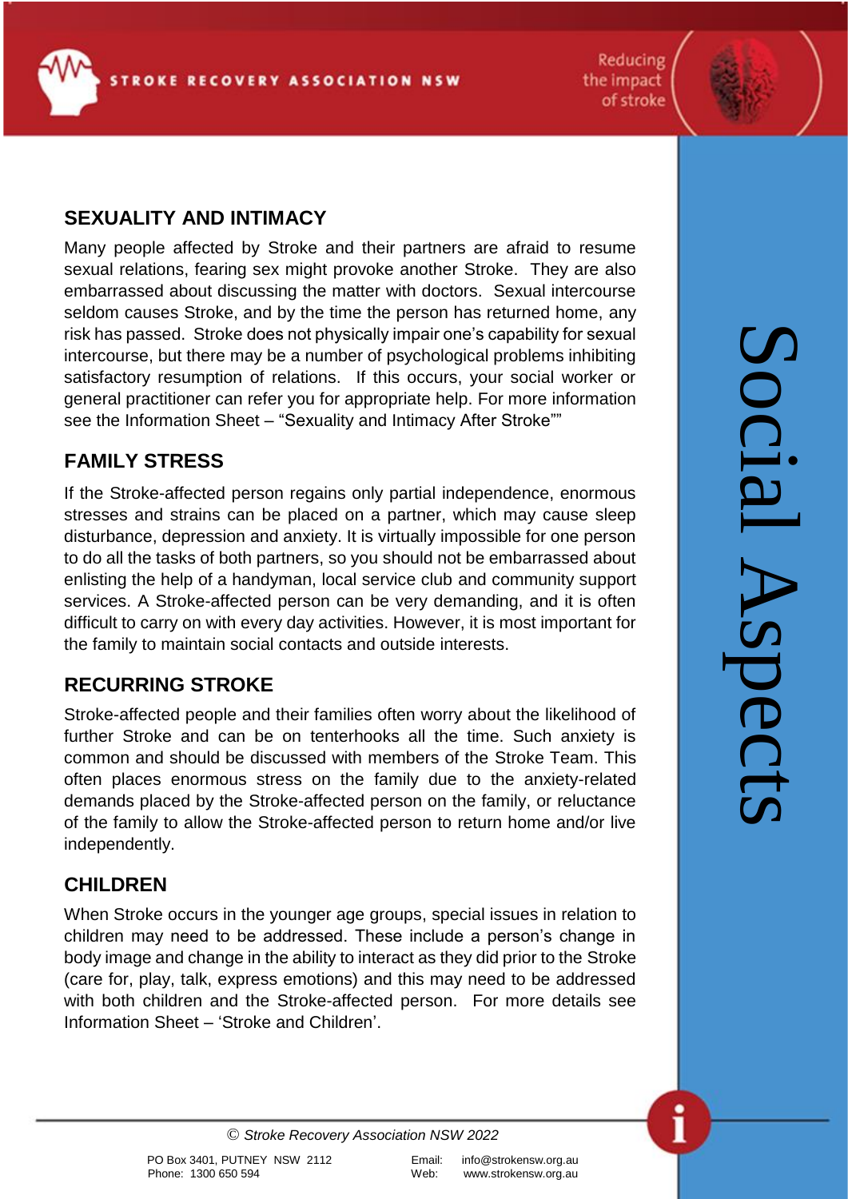## SEXUALITY AND INTIMACY

Many people affected by Stroke and their partners are afraid to resume sexual relations, fearing sex might provoke another Stroke. They are also embarrassed about discussing the matter with doctors. Sexual intercourse seldom causes Stroke, and by the time the person has returned home, any risk has passed. Stroke does not physically impair one's capability for sexual intercourse, but there may be a number of psychological problems inhibiting satisfactory resumption of relations. If this occurs, your social worker or general practitioner can refer you for appropriate help. For more information see the Information Sheet – "Sexuality and Intimacy After Stroke""

## FAMILY STRESS

If the Stroke-affected person regains only partial independence, enormous stresses and strains can be placed on a partner, which may cause sleep disturbance, depression and anxiety. It is virtually impossible for one person to do all the tasks of both partners, so you should not be embarrassed about enlisting the help of a handyman, local service club and community support services. A Stroke-affected person can be very demanding, and it is often difficult to carry on with every day activities. However, it is most important for the family to maintain social contacts and outside interests.

## RECURRING STROKE

Stroke-affected people and their families often worry about the likelihood of further Stroke and can be on tenterhooks all the time. Such anxiety is common and should be discussed with members of the Stroke Team. This often places enormous stress on the family due to the anxiety-related demands placed by the Stroke-affected person on the family, or reluctance of the family to allow the Stroke-affected person to return home and/or live independently.

## CHILDREN

When Stroke occurs in the younger age groups, special issues in relation to children may need to be addressed. These include a person's change in body image and change in the ability to interact as they did prior to the Stroke (care for, play, talk, express emotions) and this may need to be addressed with both children and the Stroke-affected person. For more details see Information Sheet – 'Stroke and Children'.